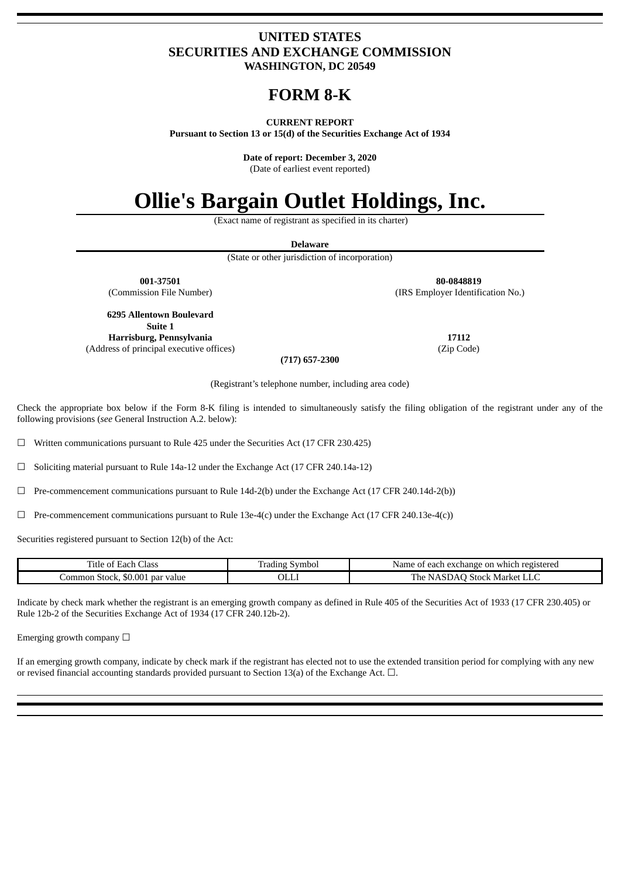# UNITED STATES
# SECURITIES AND EXCHANGE COMMISSION
**WASHINGTON, DC 20549**

# FORM 8-K

**CURRENT REPORT**
**Pursuant to Section 13 or 15(d) of the Securities Exchange Act of 1934**

**Date of report: December 3, 2020**
(Date of earliest event reported)

# Ollie's Bargain Outlet Holdings, Inc.

(Exact name of registrant as specified in its charter)

**Delaware**
(State or other jurisdiction of incorporation)

**001-37501**
(Commission File Number)

**80-0848819**
(IRS Employer Identification No.)

**6295 Allentown Boulevard**
**Suite 1**
**Harrisburg, Pennsylvania**
(Address of principal executive offices)

**17112**
(Zip Code)

**(717) 657-2300**

(Registrant's telephone number, including area code)

Check the appropriate box below if the Form 8-K filing is intended to simultaneously satisfy the filing obligation of the registrant under any of the following provisions (*see* General Instruction A.2. below):

☐ Written communications pursuant to Rule 425 under the Securities Act (17 CFR 230.425)

☐ Soliciting material pursuant to Rule 14a-12 under the Exchange Act (17 CFR 240.14a-12)

☐ Pre-commencement communications pursuant to Rule 14d-2(b) under the Exchange Act (17 CFR 240.14d-2(b))

☐ Pre-commencement communications pursuant to Rule 13e-4(c) under the Exchange Act (17 CFR 240.13e-4(c))

Securities registered pursuant to Section 12(b) of the Act:

| Title of Each Class | Trading Symbol | Name of each exchange on which registered |
|---|---|---|
| Common Stock, $0.001 par value | OLLI | The NASDAQ Stock Market LLC |

Indicate by check mark whether the registrant is an emerging growth company as defined in Rule 405 of the Securities Act of 1933 (17 CFR 230.405) or Rule 12b-2 of the Securities Exchange Act of 1934 (17 CFR 240.12b-2).

Emerging growth company ☐

If an emerging growth company, indicate by check mark if the registrant has elected not to use the extended transition period for complying with any new or revised financial accounting standards provided pursuant to Section 13(a) of the Exchange Act. ☐.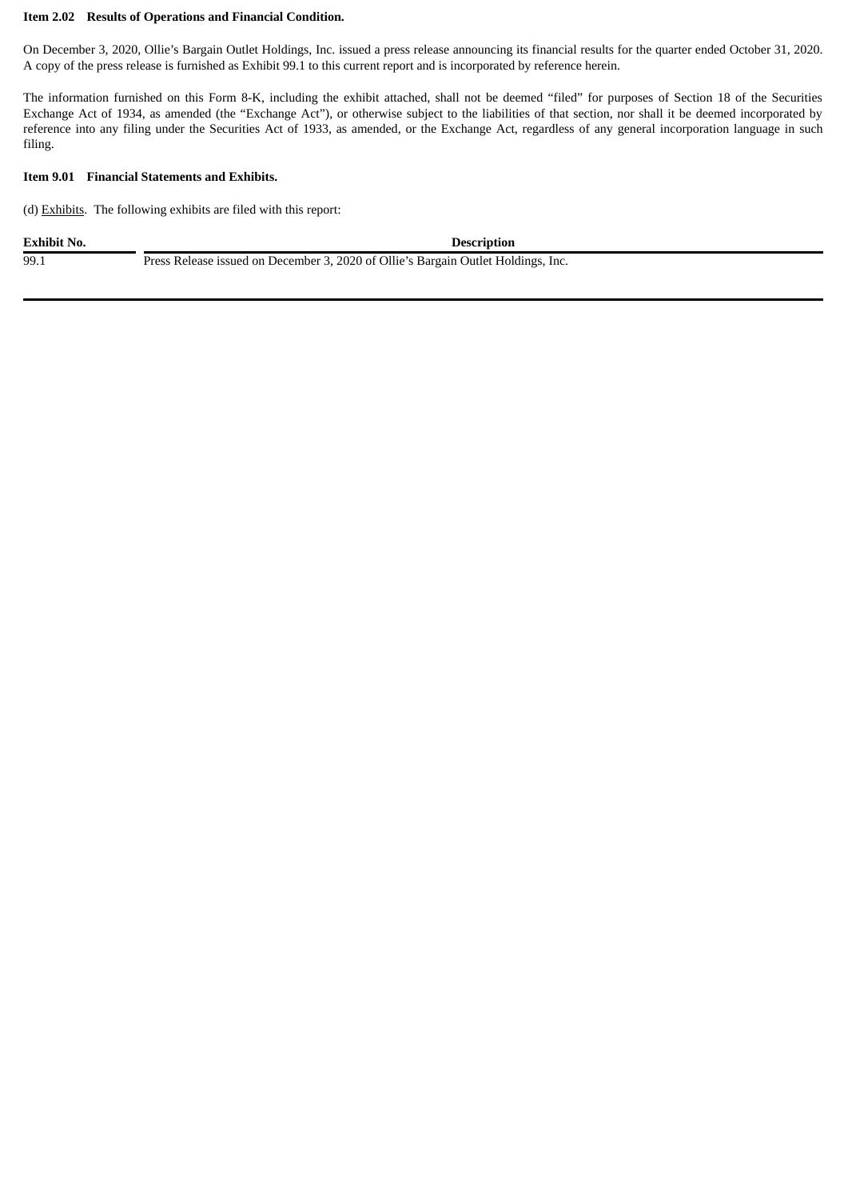**Item 2.02 Results of Operations and Financial Condition.**

On December 3, 2020, Ollie's Bargain Outlet Holdings, Inc. issued a press release announcing its financial results for the quarter ended October 31, 2020. A copy of the press release is furnished as Exhibit 99.1 to this current report and is incorporated by reference herein.

The information furnished on this Form 8-K, including the exhibit attached, shall not be deemed "filed" for purposes of Section 18 of the Securities Exchange Act of 1934, as amended (the "Exchange Act"), or otherwise subject to the liabilities of that section, nor shall it be deemed incorporated by reference into any filing under the Securities Act of 1933, as amended, or the Exchange Act, regardless of any general incorporation language in such filing.

**Item 9.01 Financial Statements and Exhibits.**

(d) Exhibits. The following exhibits are filed with this report:

| Exhibit No. | Description |
| --- | --- |
| 99.1 | Press Release issued on December 3, 2020 of Ollie's Bargain Outlet Holdings, Inc. |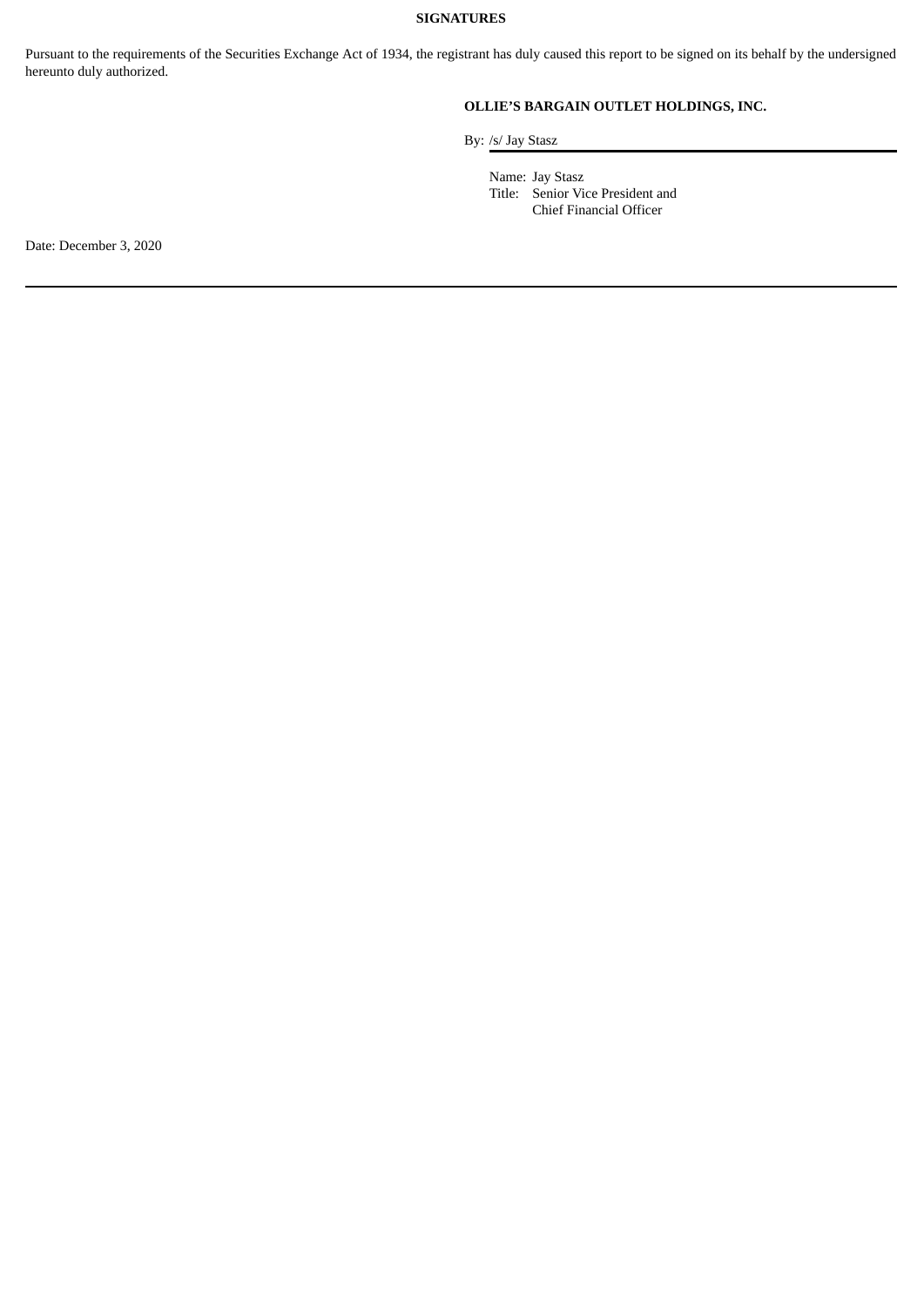**SIGNATURES**

Pursuant to the requirements of the Securities Exchange Act of 1934, the registrant has duly caused this report to be signed on its behalf by the undersigned hereunto duly authorized.

**OLLIE'S BARGAIN OUTLET HOLDINGS, INC.**

By: /s/ Jay Stasz

Name: Jay Stasz
Title: Senior Vice President and Chief Financial Officer

Date: December 3, 2020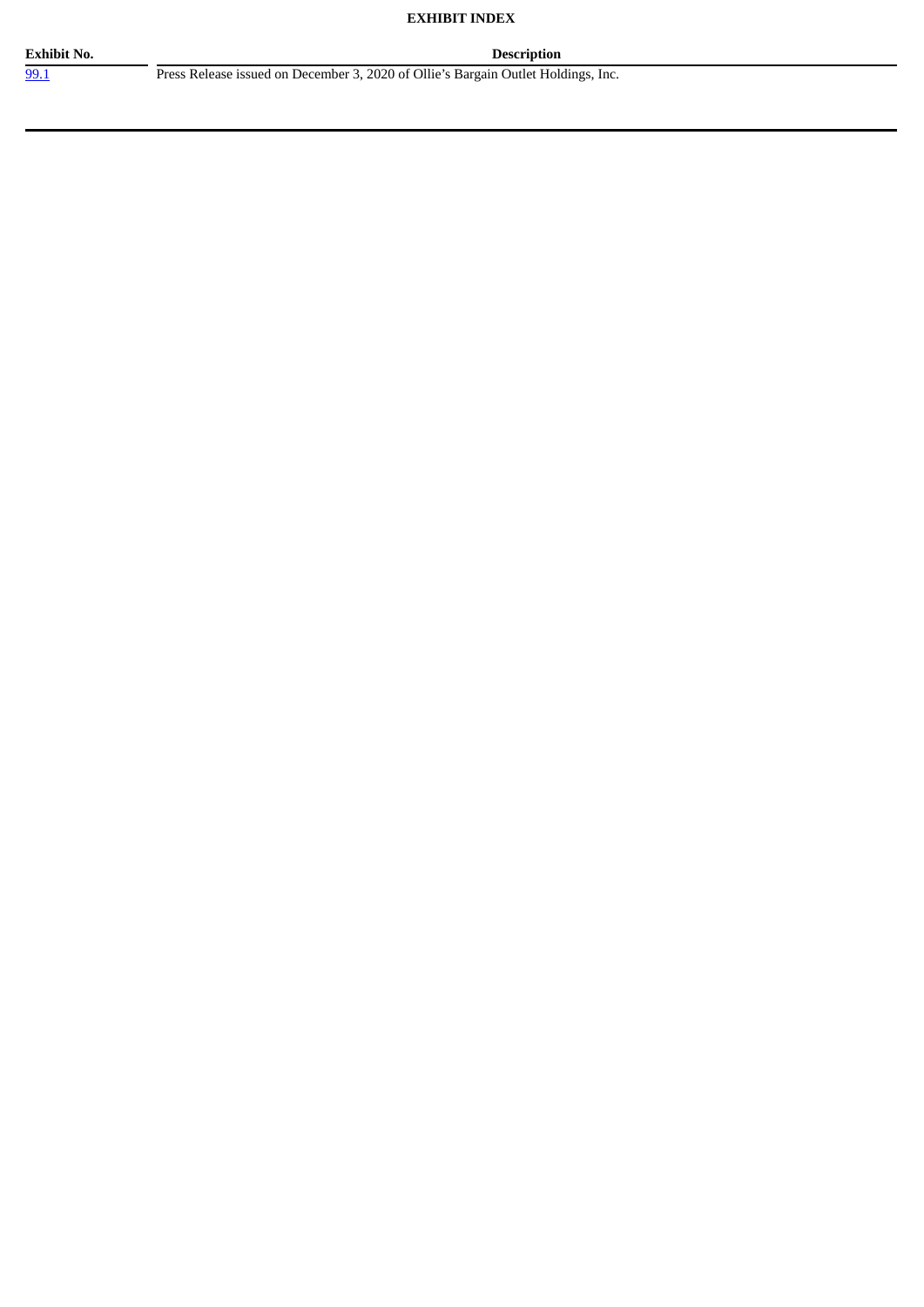**EXHIBIT INDEX**

| Exhibit No. | Description |
|---|---|
| 99.1 | Press Release issued on December 3, 2020 of Ollie's Bargain Outlet Holdings, Inc. |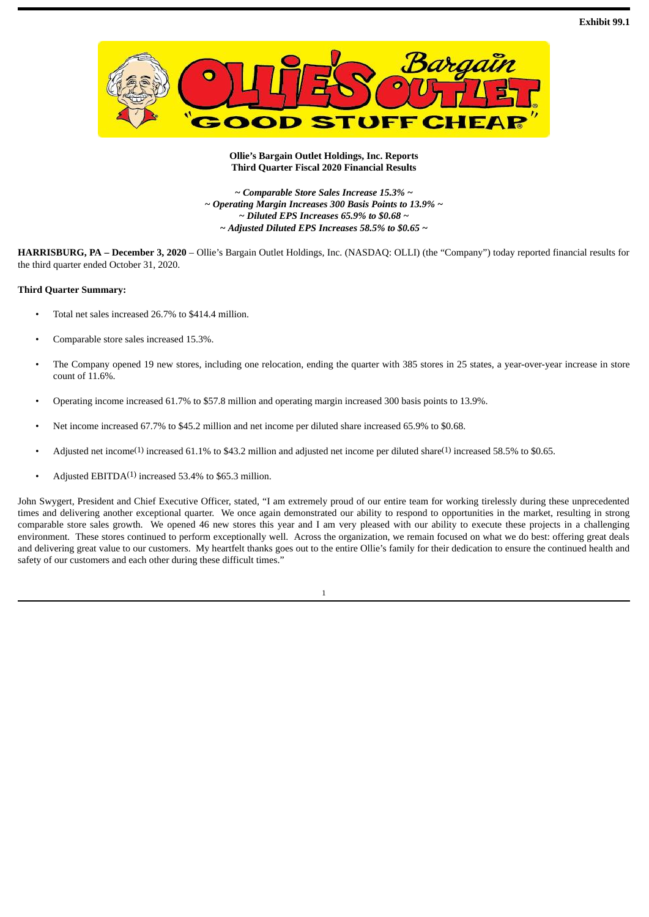**Exhibit 99.1**

**Ollie's Bargain Outlet Holdings, Inc. Reports**
**Third Quarter Fiscal 2020 Financial Results**

***~ Comparable Store Sales Increase 15.3% ~***
***~ Operating Margin Increases 300 Basis Points to 13.9% ~***
***~ Diluted EPS Increases 65.9% to $0.68 ~***
***~ Adjusted Diluted EPS Increases 58.5% to $0.65 ~***

**HARRISBURG, PA – December 3, 2020** – Ollie's Bargain Outlet Holdings, Inc. (NASDAQ: OLLI) (the "Company") today reported financial results for the third quarter ended October 31, 2020.

**Third Quarter Summary:**

- Total net sales increased 26.7% to $414.4 million.
- Comparable store sales increased 15.3%.
- The Company opened 19 new stores, including one relocation, ending the quarter with 385 stores in 25 states, a year-over-year increase in store count of 11.6%.
- Operating income increased 61.7% to $57.8 million and operating margin increased 300 basis points to 13.9%.
- Net income increased 67.7% to $45.2 million and net income per diluted share increased 65.9% to $0.68.
- Adjusted net income(1) increased 61.1% to $43.2 million and adjusted net income per diluted share(1) increased 58.5% to $0.65.
- Adjusted EBITDA(1) increased 53.4% to $65.3 million.

John Swygert, President and Chief Executive Officer, stated, "I am extremely proud of our entire team for working tirelessly during these unprecedented times and delivering another exceptional quarter. We once again demonstrated our ability to respond to opportunities in the market, resulting in strong comparable store sales growth. We opened 46 new stores this year and I am very pleased with our ability to execute these projects in a challenging environment. These stores continued to perform exceptionally well. Across the organization, we remain focused on what we do best: offering great deals and delivering great value to our customers. My heartfelt thanks goes out to the entire Ollie's family for their dedication to ensure the continued health and safety of our customers and each other during these difficult times."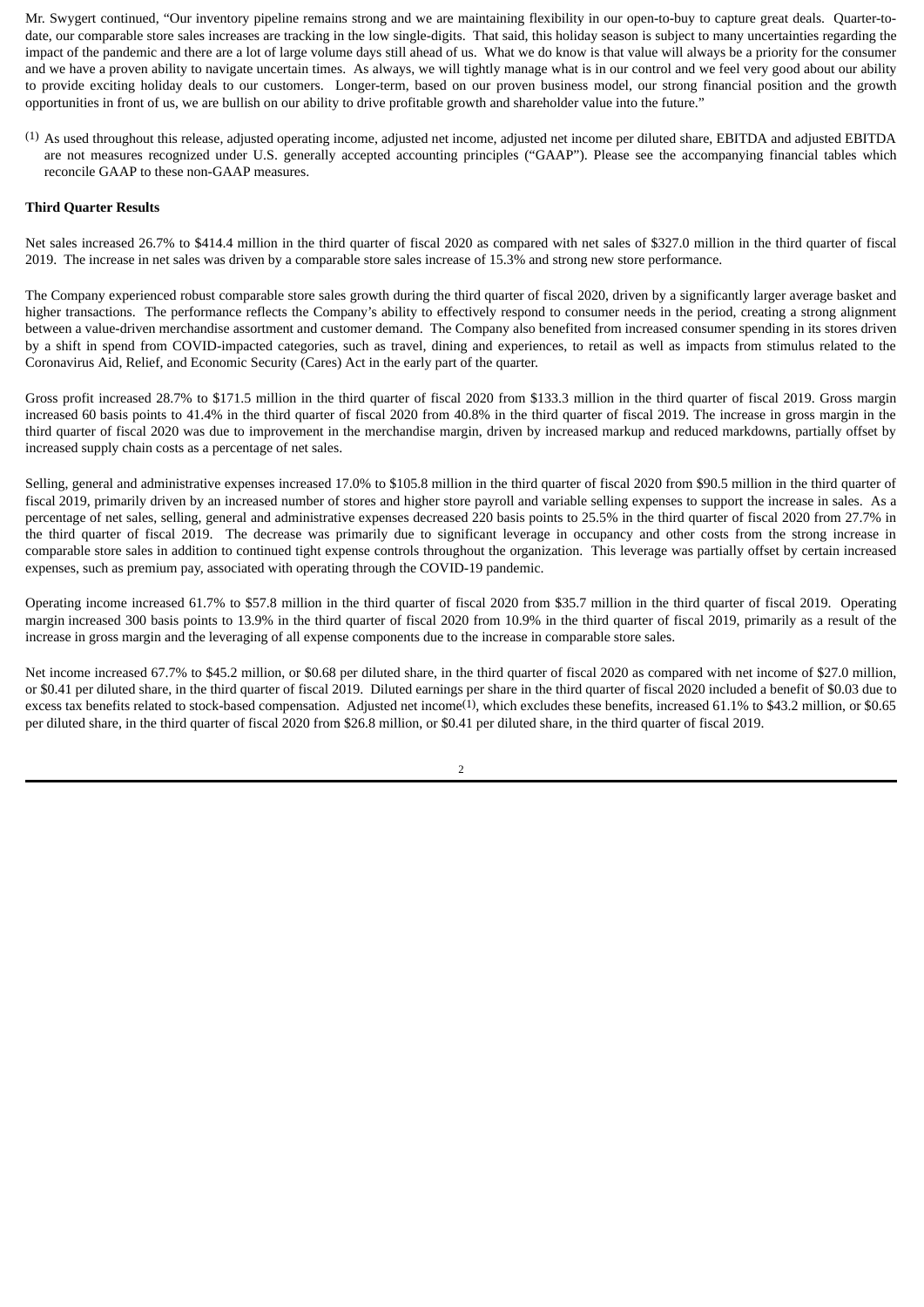Mr. Swygert continued, "Our inventory pipeline remains strong and we are maintaining flexibility in our open-to-buy to capture great deals. Quarter-to-date, our comparable store sales increases are tracking in the low single-digits. That said, this holiday season is subject to many uncertainties regarding the impact of the pandemic and there are a lot of large volume days still ahead of us. What we do know is that value will always be a priority for the consumer and we have a proven ability to navigate uncertain times. As always, we will tightly manage what is in our control and we feel very good about our ability to provide exciting holiday deals to our customers. Longer-term, based on our proven business model, our strong financial position and the growth opportunities in front of us, we are bullish on our ability to drive profitable growth and shareholder value into the future."

(1) As used throughout this release, adjusted operating income, adjusted net income, adjusted net income per diluted share, EBITDA and adjusted EBITDA are not measures recognized under U.S. generally accepted accounting principles ("GAAP"). Please see the accompanying financial tables which reconcile GAAP to these non-GAAP measures.

**Third Quarter Results**

Net sales increased 26.7% to $414.4 million in the third quarter of fiscal 2020 as compared with net sales of $327.0 million in the third quarter of fiscal 2019. The increase in net sales was driven by a comparable store sales increase of 15.3% and strong new store performance.

The Company experienced robust comparable store sales growth during the third quarter of fiscal 2020, driven by a significantly larger average basket and higher transactions. The performance reflects the Company's ability to effectively respond to consumer needs in the period, creating a strong alignment between a value-driven merchandise assortment and customer demand. The Company also benefited from increased consumer spending in its stores driven by a shift in spend from COVID-impacted categories, such as travel, dining and experiences, to retail as well as impacts from stimulus related to the Coronavirus Aid, Relief, and Economic Security (Cares) Act in the early part of the quarter.

Gross profit increased 28.7% to $171.5 million in the third quarter of fiscal 2020 from $133.3 million in the third quarter of fiscal 2019. Gross margin increased 60 basis points to 41.4% in the third quarter of fiscal 2020 from 40.8% in the third quarter of fiscal 2019. The increase in gross margin in the third quarter of fiscal 2020 was due to improvement in the merchandise margin, driven by increased markup and reduced markdowns, partially offset by increased supply chain costs as a percentage of net sales.

Selling, general and administrative expenses increased 17.0% to $105.8 million in the third quarter of fiscal 2020 from $90.5 million in the third quarter of fiscal 2019, primarily driven by an increased number of stores and higher store payroll and variable selling expenses to support the increase in sales. As a percentage of net sales, selling, general and administrative expenses decreased 220 basis points to 25.5% in the third quarter of fiscal 2020 from 27.7% in the third quarter of fiscal 2019. The decrease was primarily due to significant leverage in occupancy and other costs from the strong increase in comparable store sales in addition to continued tight expense controls throughout the organization. This leverage was partially offset by certain increased expenses, such as premium pay, associated with operating through the COVID-19 pandemic.

Operating income increased 61.7% to $57.8 million in the third quarter of fiscal 2020 from $35.7 million in the third quarter of fiscal 2019. Operating margin increased 300 basis points to 13.9% in the third quarter of fiscal 2020 from 10.9% in the third quarter of fiscal 2019, primarily as a result of the increase in gross margin and the leveraging of all expense components due to the increase in comparable store sales.

Net income increased 67.7% to $45.2 million, or $0.68 per diluted share, in the third quarter of fiscal 2020 as compared with net income of $27.0 million, or $0.41 per diluted share, in the third quarter of fiscal 2019. Diluted earnings per share in the third quarter of fiscal 2020 included a benefit of $0.03 due to excess tax benefits related to stock-based compensation. Adjusted net income(1), which excludes these benefits, increased 61.1% to $43.2 million, or $0.65 per diluted share, in the third quarter of fiscal 2020 from $26.8 million, or $0.41 per diluted share, in the third quarter of fiscal 2019.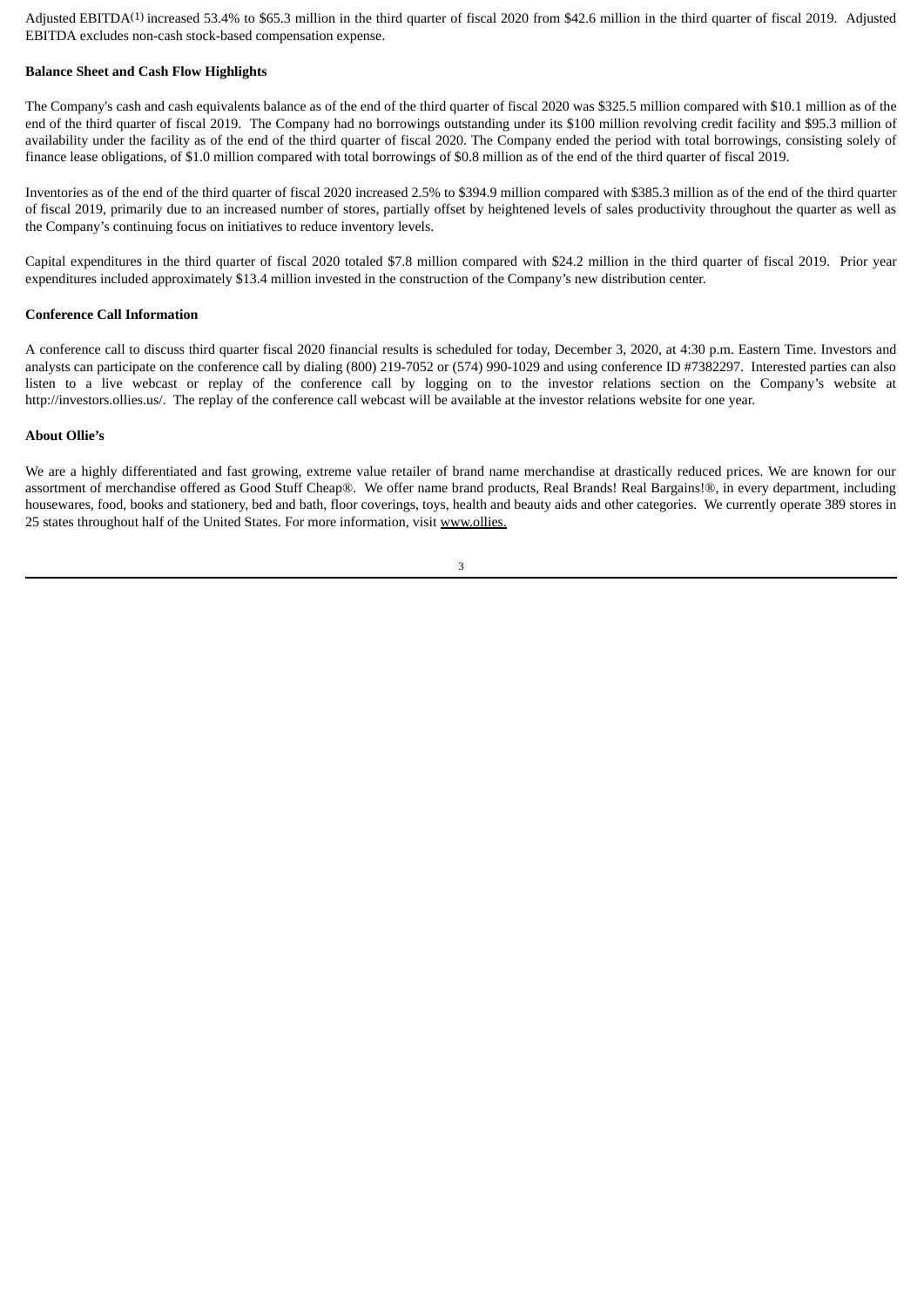Adjusted EBITDA[1] increased 53.4% to $65.3 million in the third quarter of fiscal 2020 from $42.6 million in the third quarter of fiscal 2019. Adjusted EBITDA excludes non-cash stock-based compensation expense.

**Balance Sheet and Cash Flow Highlights**

The Company's cash and cash equivalents balance as of the end of the third quarter of fiscal 2020 was $325.5 million compared with $10.1 million as of the end of the third quarter of fiscal 2019. The Company had no borrowings outstanding under its $100 million revolving credit facility and $95.3 million of availability under the facility as of the end of the third quarter of fiscal 2020. The Company ended the period with total borrowings, consisting solely of finance lease obligations, of $1.0 million compared with total borrowings of $0.8 million as of the end of the third quarter of fiscal 2019.

Inventories as of the end of the third quarter of fiscal 2020 increased 2.5% to $394.9 million compared with $385.3 million as of the end of the third quarter of fiscal 2019, primarily due to an increased number of stores, partially offset by heightened levels of sales productivity throughout the quarter as well as the Company's continuing focus on initiatives to reduce inventory levels.

Capital expenditures in the third quarter of fiscal 2020 totaled $7.8 million compared with $24.2 million in the third quarter of fiscal 2019. Prior year expenditures included approximately $13.4 million invested in the construction of the Company's new distribution center.

**Conference Call Information**

A conference call to discuss third quarter fiscal 2020 financial results is scheduled for today, December 3, 2020, at 4:30 p.m. Eastern Time. Investors and analysts can participate on the conference call by dialing (800) 219-7052 or (574) 990-1029 and using conference ID #7382297. Interested parties can also listen to a live webcast or replay of the conference call by logging on to the investor relations section on the Company's website at http://investors.ollies.us/. The replay of the conference call webcast will be available at the investor relations website for one year.

**About Ollie's**

We are a highly differentiated and fast growing, extreme value retailer of brand name merchandise at drastically reduced prices. We are known for our assortment of merchandise offered as Good Stuff Cheap®. We offer name brand products, Real Brands! Real Bargains!®, in every department, including housewares, food, books and stationery, bed and bath, floor coverings, toys, health and beauty aids and other categories. We currently operate 389 stores in 25 states throughout half of the United States. For more information, visit www.ollies.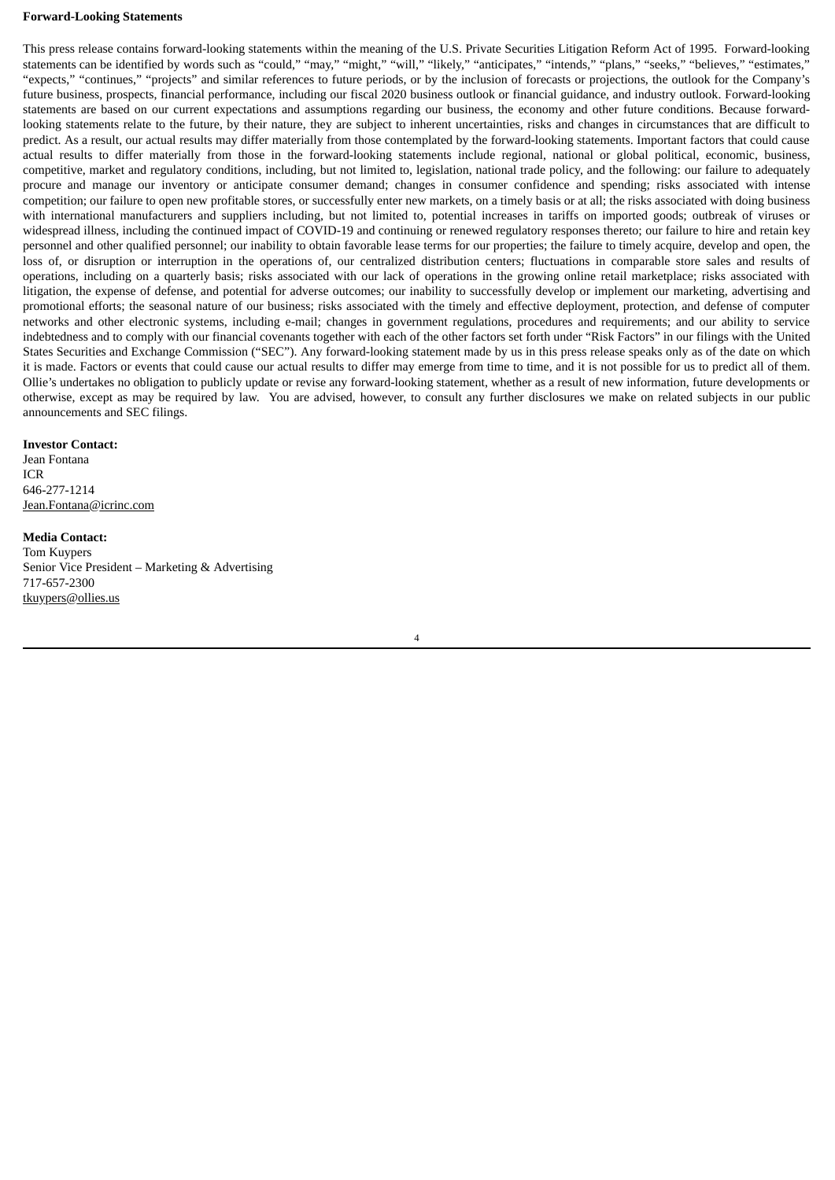**Forward-Looking Statements**

This press release contains forward-looking statements within the meaning of the U.S. Private Securities Litigation Reform Act of 1995. Forward-looking statements can be identified by words such as "could," "may," "might," "will," "likely," "anticipates," "intends," "plans," "seeks," "believes," "estimates," "expects," "continues," "projects" and similar references to future periods, or by the inclusion of forecasts or projections, the outlook for the Company's future business, prospects, financial performance, including our fiscal 2020 business outlook or financial guidance, and industry outlook. Forward-looking statements are based on our current expectations and assumptions regarding our business, the economy and other future conditions. Because forward-looking statements relate to the future, by their nature, they are subject to inherent uncertainties, risks and changes in circumstances that are difficult to predict. As a result, our actual results may differ materially from those contemplated by the forward-looking statements. Important factors that could cause actual results to differ materially from those in the forward-looking statements include regional, national or global political, economic, business, competitive, market and regulatory conditions, including, but not limited to, legislation, national trade policy, and the following: our failure to adequately procure and manage our inventory or anticipate consumer demand; changes in consumer confidence and spending; risks associated with intense competition; our failure to open new profitable stores, or successfully enter new markets, on a timely basis or at all; the risks associated with doing business with international manufacturers and suppliers including, but not limited to, potential increases in tariffs on imported goods; outbreak of viruses or widespread illness, including the continued impact of COVID-19 and continuing or renewed regulatory responses thereto; our failure to hire and retain key personnel and other qualified personnel; our inability to obtain favorable lease terms for our properties; the failure to timely acquire, develop and open, the loss of, or disruption or interruption in the operations of, our centralized distribution centers; fluctuations in comparable store sales and results of operations, including on a quarterly basis; risks associated with our lack of operations in the growing online retail marketplace; risks associated with litigation, the expense of defense, and potential for adverse outcomes; our inability to successfully develop or implement our marketing, advertising and promotional efforts; the seasonal nature of our business; risks associated with the timely and effective deployment, protection, and defense of computer networks and other electronic systems, including e-mail; changes in government regulations, procedures and requirements; and our ability to service indebtedness and to comply with our financial covenants together with each of the other factors set forth under "Risk Factors" in our filings with the United States Securities and Exchange Commission ("SEC"). Any forward-looking statement made by us in this press release speaks only as of the date on which it is made. Factors or events that could cause our actual results to differ may emerge from time to time, and it is not possible for us to predict all of them. Ollie's undertakes no obligation to publicly update or revise any forward-looking statement, whether as a result of new information, future developments or otherwise, except as may be required by law. You are advised, however, to consult any further disclosures we make on related subjects in our public announcements and SEC filings.

**Investor Contact:**
Jean Fontana
ICR
646-277-1214
Jean.Fontana@icrinc.com

**Media Contact:**
Tom Kuypers
Senior Vice President – Marketing & Advertising
717-657-2300
tkuypers@ollies.us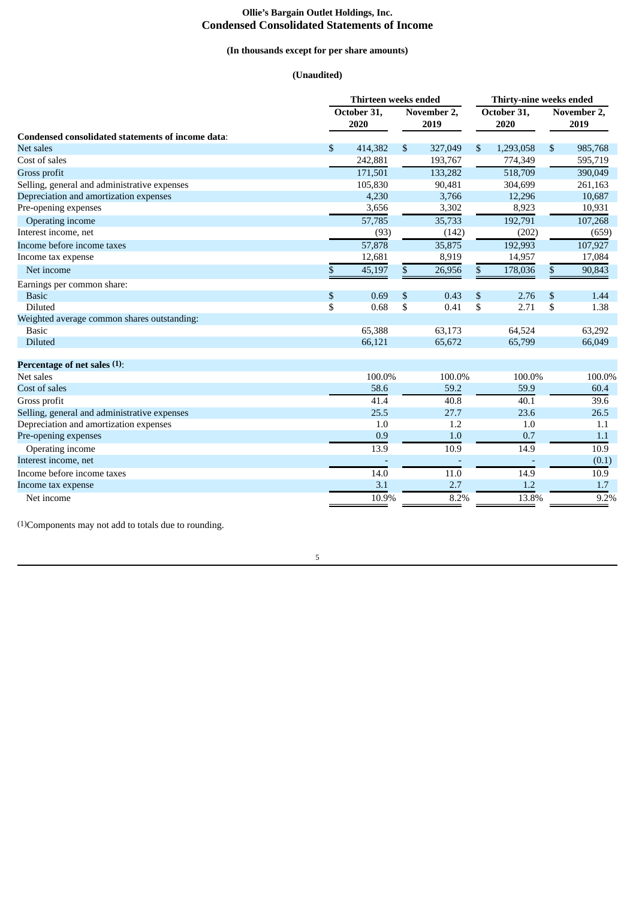**Ollie's Bargain Outlet Holdings, Inc.**
**Condensed Consolidated Statements of Income**

**(In thousands except for per share amounts)**

**(Unaudited)**

| | Thirteen weeks ended | | Thirty-nine weeks ended | |
|---|---|---|---|---|
| | October 31, 2020 | November 2, 2019 | October 31, 2020 | November 2, 2019 |
| **Condensed consolidated statements of income data**: | | | | |
| Net sales | $ 414,382 | $ 327,049 | $ 1,293,058 | $ 985,768 |
| Cost of sales | 242,881 | 193,767 | 774,349 | 595,719 |
| Gross profit | 171,501 | 133,282 | 518,709 | 390,049 |
| Selling, general and administrative expenses | 105,830 | 90,481 | 304,699 | 261,163 |
| Depreciation and amortization expenses | 4,230 | 3,766 | 12,296 | 10,687 |
| Pre-opening expenses | 3,656 | 3,302 | 8,923 | 10,931 |
| Operating income | 57,785 | 35,733 | 192,791 | 107,268 |
| Interest income, net | (93) | (142) | (202) | (659) |
| Income before income taxes | 57,878 | 35,875 | 192,993 | 107,927 |
| Income tax expense | 12,681 | 8,919 | 14,957 | 17,084 |
| Net income | $ 45,197 | $ 26,956 | $ 178,036 | $ 90,843 |
| Earnings per common share: | | | | |
| Basic | $ 0.69 | $ 0.43 | $ 2.76 | $ 1.44 |
| Diluted | $ 0.68 | $ 0.41 | $ 2.71 | $ 1.38 |
| Weighted average common shares outstanding: | | | | |
| Basic | 65,388 | 63,173 | 64,524 | 63,292 |
| Diluted | 66,121 | 65,672 | 65,799 | 66,049 |
| | | | | |
| **Percentage of net sales [1]**: | | | | |
| Net sales | 100.0% | 100.0% | 100.0% | 100.0% |
| Cost of sales | 58.6 | 59.2 | 59.9 | 60.4 |
| Gross profit | 41.4 | 40.8 | 40.1 | 39.6 |
| Selling, general and administrative expenses | 25.5 | 27.7 | 23.6 | 26.5 |
| Depreciation and amortization expenses | 1.0 | 1.2 | 1.0 | 1.1 |
| Pre-opening expenses | 0.9 | 1.0 | 0.7 | 1.1 |
| Operating income | 13.9 | 10.9 | 14.9 | 10.9 |
| Interest income, net | - | - | - | (0.1) |
| Income before income taxes | 14.0 | 11.0 | 14.9 | 10.9 |
| Income tax expense | 3.1 | 2.7 | 1.2 | 1.7 |
| Net income | 10.9% | 8.2% | 13.8% | 9.2% |

[1]Components may not add to totals due to rounding.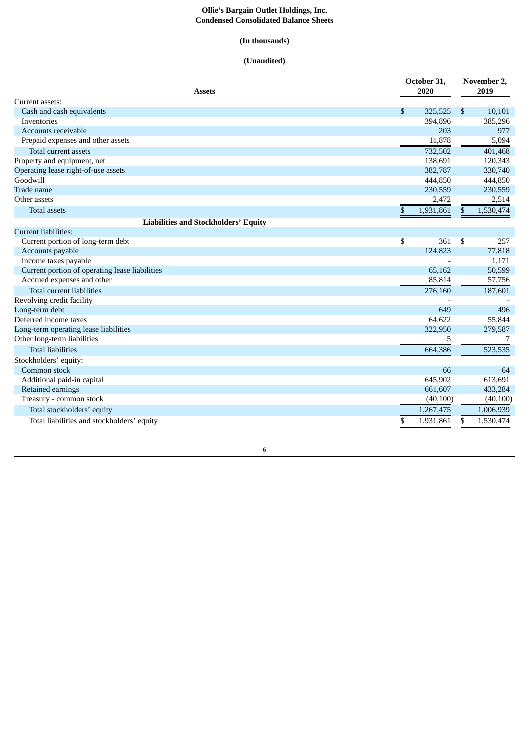**Ollie's Bargain Outlet Holdings, Inc.**
**Condensed Consolidated Balance Sheets**

**(In thousands)**

**(Unaudited)**

| Assets | October 31, 2020 | November 2, 2019 |
|---|---|---|
| Current assets: | | |
| Cash and cash equivalents | $ 325,525 | $ 10,101 |
| Inventories | 394,896 | 385,296 |
| Accounts receivable | 203 | 977 |
| Prepaid expenses and other assets | 11,878 | 5,094 |
| Total current assets | 732,502 | 401,468 |
| Property and equipment, net | 138,691 | 120,343 |
| Operating lease right-of-use assets | 382,787 | 330,740 |
| Goodwill | 444,850 | 444,850 |
| Trade name | 230,559 | 230,559 |
| Other assets | 2,472 | 2,514 |
| Total assets | $ 1,931,861 | $ 1,530,474 |
| **Liabilities and Stockholders' Equity** | | |
| Current liabilities: | | |
| Current portion of long-term debt | $ 361 | $ 257 |
| Accounts payable | 124,823 | 77,818 |
| Income taxes payable | - | 1,171 |
| Current portion of operating lease liabilities | 65,162 | 50,599 |
| Accrued expenses and other | 85,814 | 57,756 |
| Total current liabilities | 276,160 | 187,601 |
| Revolving credit facility | - | - |
| Long-term debt | 649 | 496 |
| Deferred income taxes | 64,622 | 55,844 |
| Long-term operating lease liabilities | 322,950 | 279,587 |
| Other long-term liabilities | 5 | 7 |
| Total liabilities | 664,386 | 523,535 |
| Stockholders' equity: | | |
| Common stock | 66 | 64 |
| Additional paid-in capital | 645,902 | 613,691 |
| Retained earnings | 661,607 | 433,284 |
| Treasury - common stock | (40,100) | (40,100) |
| Total stockholders' equity | 1,267,475 | 1,006,939 |
| Total liabilities and stockholders' equity | $ 1,931,861 | $ 1,530,474 |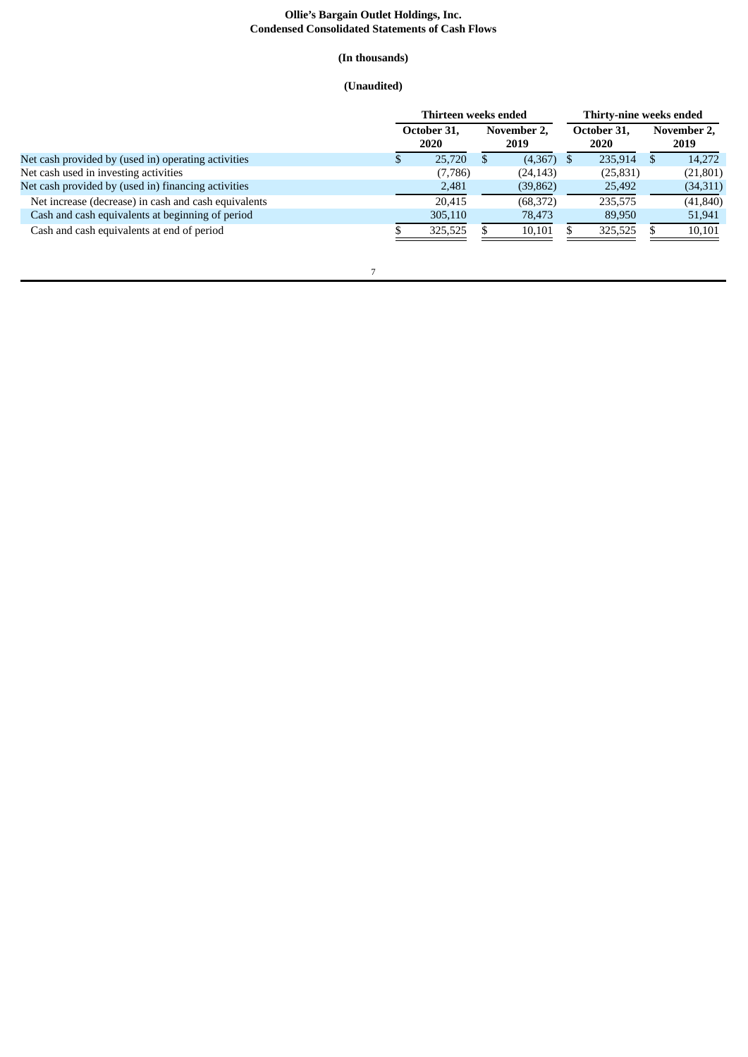**Ollie's Bargain Outlet Holdings, Inc.**
**Condensed Consolidated Statements of Cash Flows**

**(In thousands)**

**(Unaudited)**

| | Thirteen weeks ended | | Thirty-nine weeks ended | |
|---|---|---|---|---|
| | October 31, 2020 | November 2, 2019 | October 31, 2020 | November 2, 2019 |
| Net cash provided by (used in) operating activities | $ 25,720 | $ (4,367) | $ 235,914 | $ 14,272 |
| Net cash used in investing activities | (7,786) | (24,143) | (25,831) | (21,801) |
| Net cash provided by (used in) financing activities | 2,481 | (39,862) | 25,492 | (34,311) |
| Net increase (decrease) in cash and cash equivalents | 20,415 | (68,372) | 235,575 | (41,840) |
| Cash and cash equivalents at beginning of period | 305,110 | 78,473 | 89,950 | 51,941 |
| Cash and cash equivalents at end of period | $ 325,525 | $ 10,101 | $ 325,525 | $ 10,101 |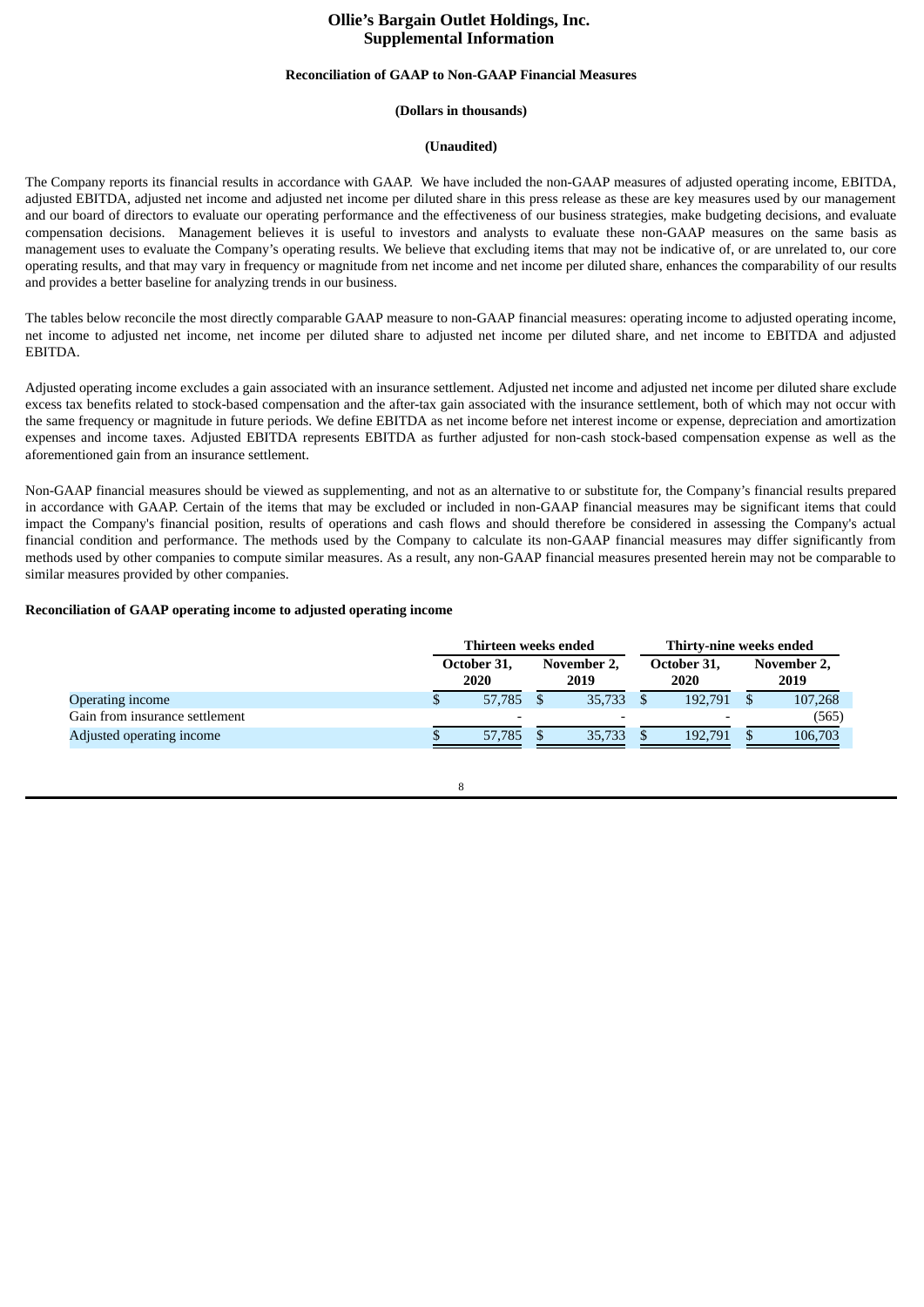# Ollie's Bargain Outlet Holdings, Inc.
# Supplemental Information

**Reconciliation of GAAP to Non-GAAP Financial Measures**

**(Dollars in thousands)**

**(Unaudited)**

The Company reports its financial results in accordance with GAAP. We have included the non-GAAP measures of adjusted operating income, EBITDA, adjusted EBITDA, adjusted net income and adjusted net income per diluted share in this press release as these are key measures used by our management and our board of directors to evaluate our operating performance and the effectiveness of our business strategies, make budgeting decisions, and evaluate compensation decisions. Management believes it is useful to investors and analysts to evaluate these non-GAAP measures on the same basis as management uses to evaluate the Company's operating results. We believe that excluding items that may not be indicative of, or are unrelated to, our core operating results, and that may vary in frequency or magnitude from net income and net income per diluted share, enhances the comparability of our results and provides a better baseline for analyzing trends in our business.

The tables below reconcile the most directly comparable GAAP measure to non-GAAP financial measures: operating income to adjusted operating income, net income to adjusted net income, net income per diluted share to adjusted net income per diluted share, and net income to EBITDA and adjusted EBITDA.

Adjusted operating income excludes a gain associated with an insurance settlement. Adjusted net income and adjusted net income per diluted share exclude excess tax benefits related to stock-based compensation and the after-tax gain associated with the insurance settlement, both of which may not occur with the same frequency or magnitude in future periods. We define EBITDA as net income before net interest income or expense, depreciation and amortization expenses and income taxes. Adjusted EBITDA represents EBITDA as further adjusted for non-cash stock-based compensation expense as well as the aforementioned gain from an insurance settlement.

Non-GAAP financial measures should be viewed as supplementing, and not as an alternative to or substitute for, the Company's financial results prepared in accordance with GAAP. Certain of the items that may be excluded or included in non-GAAP financial measures may be significant items that could impact the Company's financial position, results of operations and cash flows and should therefore be considered in assessing the Company's actual financial condition and performance. The methods used by the Company to calculate its non-GAAP financial measures may differ significantly from methods used by other companies to compute similar measures. As a result, any non-GAAP financial measures presented herein may not be comparable to similar measures provided by other companies.

**Reconciliation of GAAP operating income to adjusted operating income**

| | Thirteen weeks ended | | Thirty-nine weeks ended | |
|---|---|---|---|---|
| | October 31, 2020 | November 2, 2019 | October 31, 2020 | November 2, 2019 |
| Operating income | $ 57,785 | $ 35,733 | $ 192,791 | $ 107,268 |
| Gain from insurance settlement | - | - | - | (565) |
| Adjusted operating income | $ 57,785 | $ 35,733 | $ 192,791 | $ 106,703 |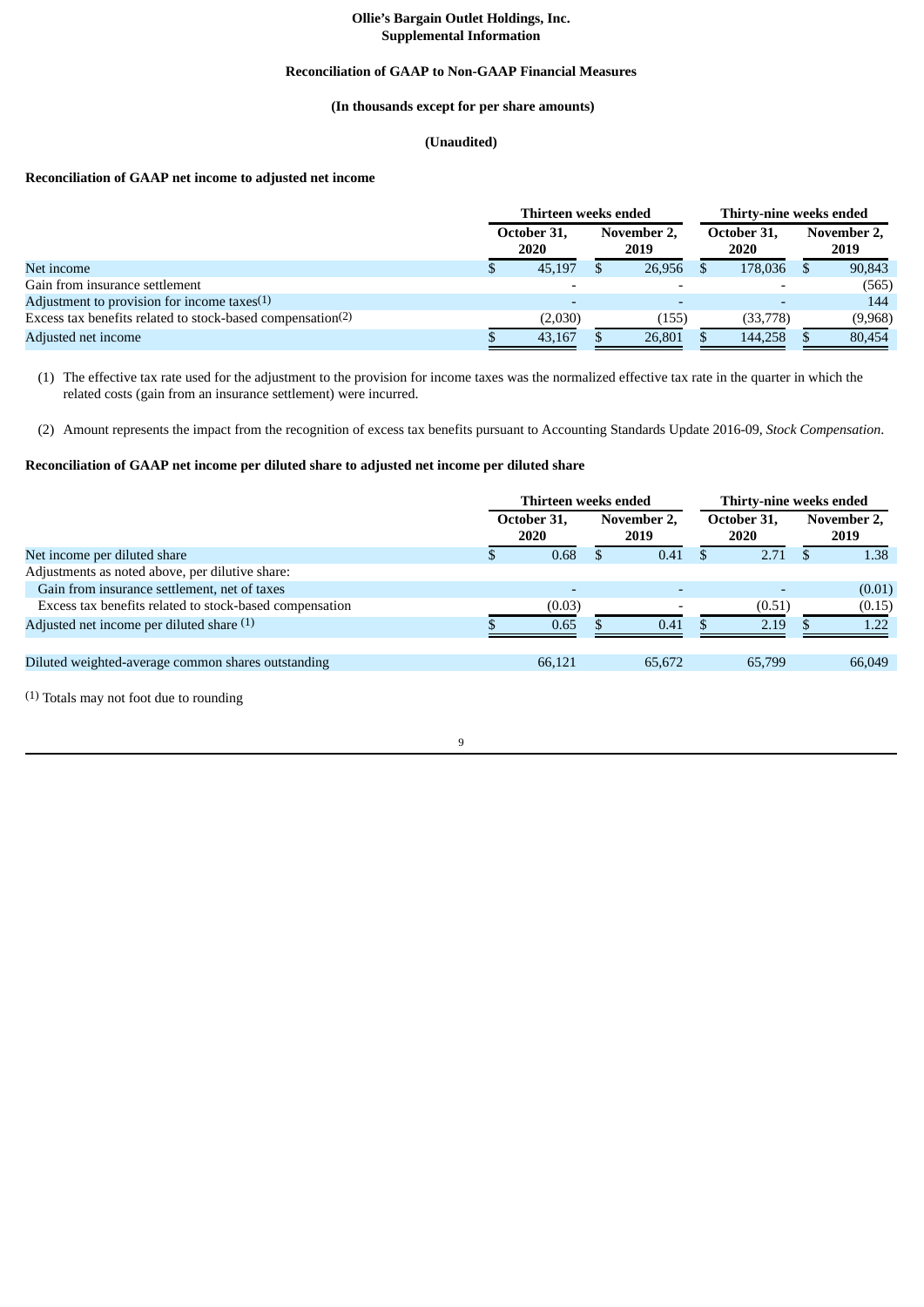**Ollie's Bargain Outlet Holdings, Inc.**
**Supplemental Information**

**Reconciliation of GAAP to Non-GAAP Financial Measures**

**(In thousands except for per share amounts)**

**(Unaudited)**

**Reconciliation of GAAP net income to adjusted net income**

| | Thirteen weeks ended | | Thirty-nine weeks ended | |
|---|---|---|---|---|
| | October 31, 2020 | November 2, 2019 | October 31, 2020 | November 2, 2019 |
| Net income | $ 45,197 | $ 26,956 | $ 178,036 | $ 90,843 |
| Gain from insurance settlement | - | - | - | (565) |
| Adjustment to provision for income taxes[1] | - | - | - | 144 |
| Excess tax benefits related to stock-based compensation[2] | (2,030) | (155) | (33,778) | (9,968) |
| Adjusted net income | $ 43,167 | $ 26,801 | $ 144,258 | $ 80,454 |

(1) The effective tax rate used for the adjustment to the provision for income taxes was the normalized effective tax rate in the quarter in which the related costs (gain from an insurance settlement) were incurred.

(2) Amount represents the impact from the recognition of excess tax benefits pursuant to Accounting Standards Update 2016-09, *Stock Compensation*.

**Reconciliation of GAAP net income per diluted share to adjusted net income per diluted share**

| | Thirteen weeks ended | | Thirty-nine weeks ended | |
|---|---|---|---|---|
| | October 31, 2020 | November 2, 2019 | October 31, 2020 | November 2, 2019 |
| Net income per diluted share | $ 0.68 | $ 0.41 | $ 2.71 | $ 1.38 |
| Adjustments as noted above, per dilutive share: | | | | |
| Gain from insurance settlement, net of taxes | - | - | - | (0.01) |
| Excess tax benefits related to stock-based compensation | (0.03) | - | (0.51) | (0.15) |
| Adjusted net income per diluted share [1] | $ 0.65 | $ 0.41 | $ 2.19 | $ 1.22 |
| | | | | |
| Diluted weighted-average common shares outstanding | 66,121 | 65,672 | 65,799 | 66,049 |

[1] Totals may not foot due to rounding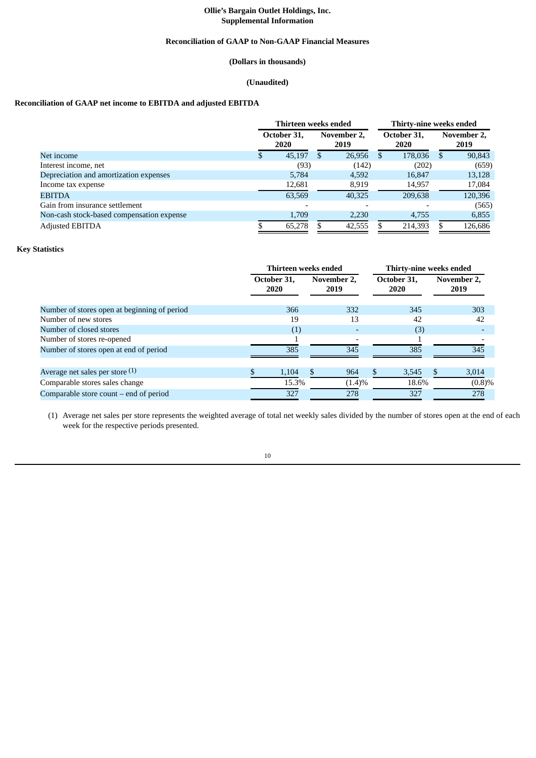**Ollie's Bargain Outlet Holdings, Inc.**
**Supplemental Information**

**Reconciliation of GAAP to Non-GAAP Financial Measures**

**(Dollars in thousands)**

**(Unaudited)**

**Reconciliation of GAAP net income to EBITDA and adjusted EBITDA**

| | Thirteen weeks ended | | Thirty-nine weeks ended | |
|---|---|---|---|---|
| | October 31, 2020 | November 2, 2019 | October 31, 2020 | November 2, 2019 |
| Net income | $ 45,197 | $ 26,956 | $ 178,036 | $ 90,843 |
| Interest income, net | (93) | (142) | (202) | (659) |
| Depreciation and amortization expenses | 5,784 | 4,592 | 16,847 | 13,128 |
| Income tax expense | 12,681 | 8,919 | 14,957 | 17,084 |
| EBITDA | 63,569 | 40,325 | 209,638 | 120,396 |
| Gain from insurance settlement | - | - | - | (565) |
| Non-cash stock-based compensation expense | 1,709 | 2,230 | 4,755 | 6,855 |
| Adjusted EBITDA | $ 65,278 | $ 42,555 | $ 214,393 | $ 126,686 |

**Key Statistics**

| | Thirteen weeks ended | | Thirty-nine weeks ended | |
|---|---|---|---|---|
| | October 31, 2020 | November 2, 2019 | October 31, 2020 | November 2, 2019 |
| Number of stores open at beginning of period | 366 | 332 | 345 | 303 |
| Number of new stores | 19 | 13 | 42 | 42 |
| Number of closed stores | (1) | - | (3) | - |
| Number of stores re-opened | 1 | - | 1 | - |
| Number of stores open at end of period | 385 | 345 | 385 | 345 |
| | | | | |
| Average net sales per store (1) | $ 1,104 | $ 964 | $ 3,545 | $ 3,014 |
| Comparable stores sales change | 15.3% | (1.4)% | 18.6% | (0.8)% |
| Comparable store count – end of period | 327 | 278 | 327 | 278 |

(1) Average net sales per store represents the weighted average of total net weekly sales divided by the number of stores open at the end of each week for the respective periods presented.